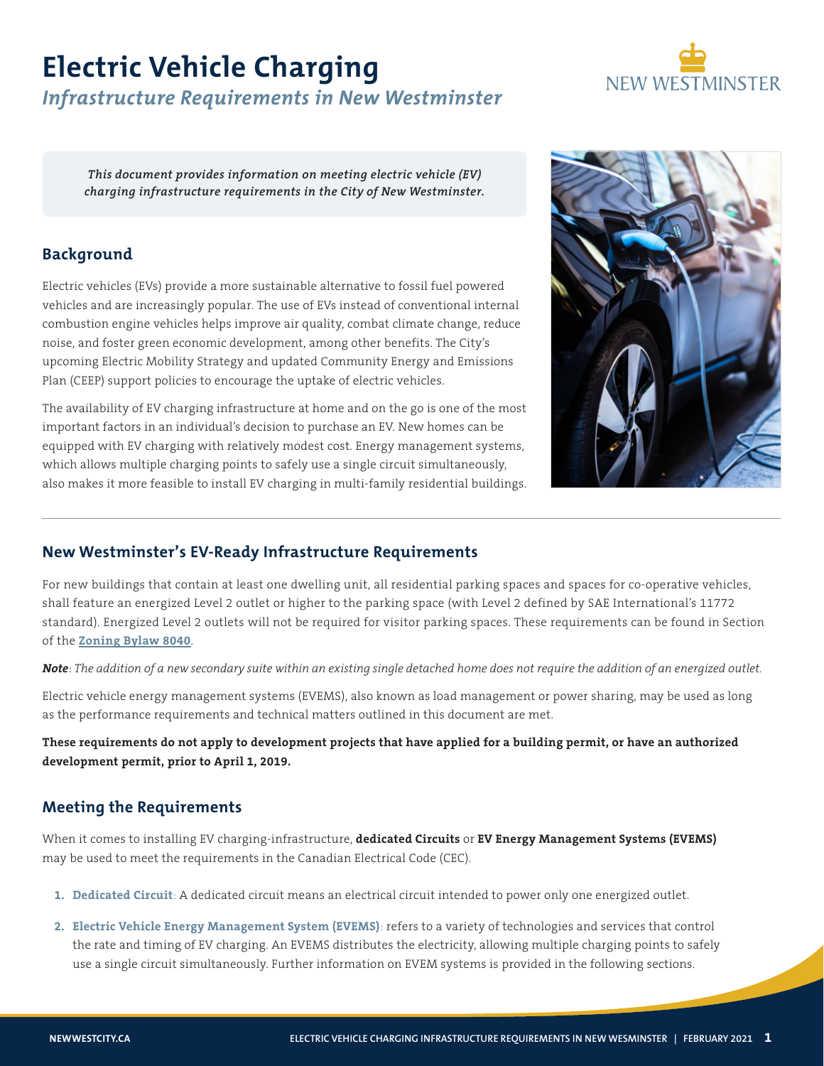# Electric Vehicle Charging

## *Infrastructure Requirements in New Westminster*

***This document provides information on meeting electric vehicle (EV) charging infrastructure requirements in the City of New Westminster.***

## Background

Electric vehicles (EVs) provide a more sustainable alternative to fossil fuel powered vehicles and are increasingly popular. The use of EVs instead of conventional internal combustion engine vehicles helps improve air quality, combat climate change, reduce noise, and foster green economic development, among other benefits. The City's upcoming Electric Mobility Strategy and updated Community Energy and Emissions Plan (CEEP) support policies to encourage the uptake of electric vehicles.

The availability of EV charging infrastructure at home and on the go is one of the most important factors in an individual's decision to purchase an EV. New homes can be equipped with EV charging with relatively modest cost. Energy management systems, which allows multiple charging points to safely use a single circuit simultaneously, also makes it more feasible to install EV charging in multi-family residential buildings.

## New Westminster's EV-Ready Infrastructure Requirements

For new buildings that contain at least one dwelling unit, all residential parking spaces and spaces for co-operative vehicles, shall feature an energized Level 2 outlet or higher to the parking space (with Level 2 defined by SAE International's 11772 standard). Energized Level 2 outlets will not be required for visitor parking spaces. These requirements can be found in Section of the **Zoning Bylaw 8040**.

***Note**: The addition of a new secondary suite within an existing single detached home does not require the addition of an energized outlet.*

Electric vehicle energy management systems (EVEMS), also known as load management or power sharing, may be used as long as the performance requirements and technical matters outlined in this document are met.

**These requirements do not apply to development projects that have applied for a building permit, or have an authorized development permit, prior to April 1, 2019.**

## Meeting the Requirements

When it comes to installing EV charging-infrastructure, **dedicated Circuits** or **EV Energy Management Systems (EVEMS)** may be used to meet the requirements in the Canadian Electrical Code (CEC).

1. **Dedicated Circuit**: A dedicated circuit means an electrical circuit intended to power only one energized outlet.
2. **Electric Vehicle Energy Management System (EVEMS)**: refers to a variety of technologies and services that control the rate and timing of EV charging. An EVEMS distributes the electricity, allowing multiple charging points to safely use a single circuit simultaneously. Further information on EVEM systems is provided in the following sections.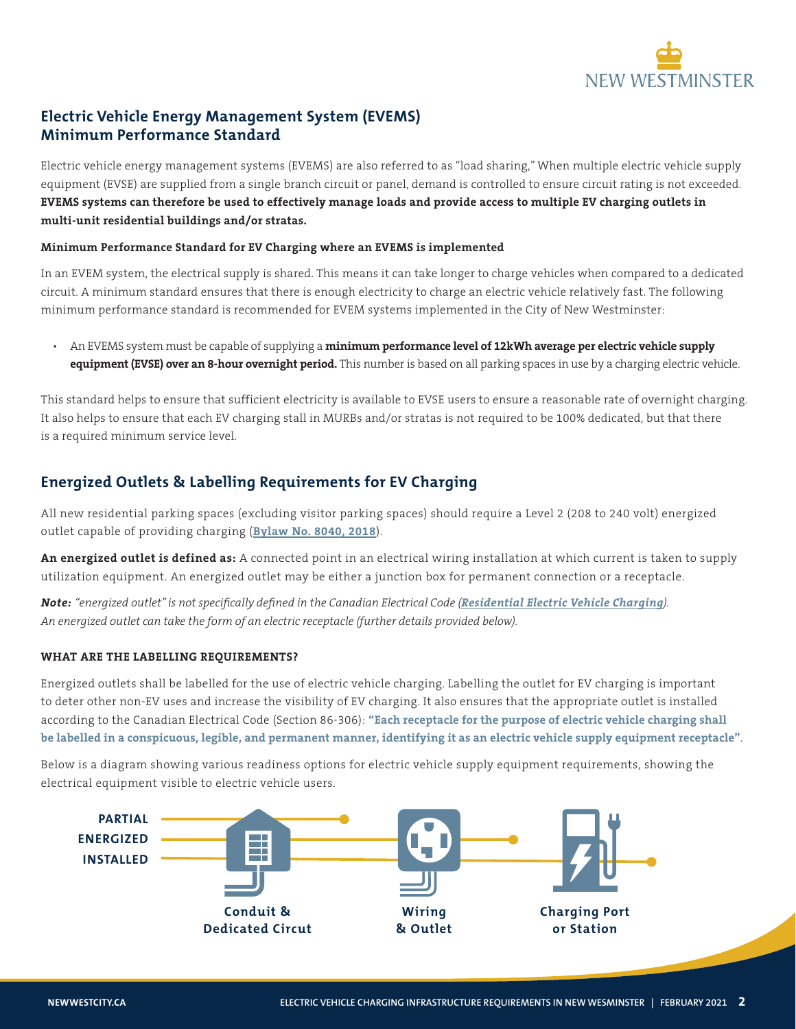## Electric Vehicle Energy Management System (EVEMS) Minimum Performance Standard

Electric vehicle energy management systems (EVEMS) are also referred to as "load sharing," When multiple electric vehicle supply equipment (EVSE) are supplied from a single branch circuit or panel, demand is controlled to ensure circuit rating is not exceeded. **EVEMS systems can therefore be used to effectively manage loads and provide access to multiple EV charging outlets in multi-unit residential buildings and/or stratas.**

#### Minimum Performance Standard for EV Charging where an EVEMS is implemented

In an EVEM system, the electrical supply is shared. This means it can take longer to charge vehicles when compared to a dedicated circuit. A minimum standard ensures that there is enough electricity to charge an electric vehicle relatively fast. The following minimum performance standard is recommended for EVEM systems implemented in the City of New Westminster:

- An EVEMS system must be capable of supplying a **minimum performance level of 12kWh average per electric vehicle supply equipment (EVSE) over an 8-hour overnight period.** This number is based on all parking spaces in use by a charging electric vehicle.

This standard helps to ensure that sufficient electricity is available to EVSE users to ensure a reasonable rate of overnight charging. It also helps to ensure that each EV charging stall in MURBs and/or stratas is not required to be 100% dedicated, but that there is a required minimum service level.

## Energized Outlets & Labelling Requirements for EV Charging

All new residential parking spaces (excluding visitor parking spaces) should require a Level 2 (208 to 240 volt) energized outlet capable of providing charging (**Bylaw No. 8040, 2018**).

**An energized outlet is defined as:** A connected point in an electrical wiring installation at which current is taken to supply utilization equipment. An energized outlet may be either a junction box for permanent connection or a receptacle.

***Note:*** *"energized outlet" is not specifically defined in the Canadian Electrical Code (**Residential Electric Vehicle Charging**). An energized outlet can take the form of an electric receptacle (further details provided below).*

#### WHAT ARE THE LABELLING REQUIREMENTS?

Energized outlets shall be labelled for the use of electric vehicle charging. Labelling the outlet for EV charging is important to deter other non-EV uses and increase the visibility of EV charging. It also ensures that the appropriate outlet is installed according to the Canadian Electrical Code (Section 86-306): **"Each receptacle for the purpose of electric vehicle charging shall be labelled in a conspicuous, legible, and permanent manner, identifying it as an electric vehicle supply equipment receptacle"**.

Below is a diagram showing various readiness options for electric vehicle supply equipment requirements, showing the electrical equipment visible to electric vehicle users.

PARTIAL
ENERGIZED
INSTALLED

Conduit & Dedicated Circut

Wiring & Outlet

Charging Port or Station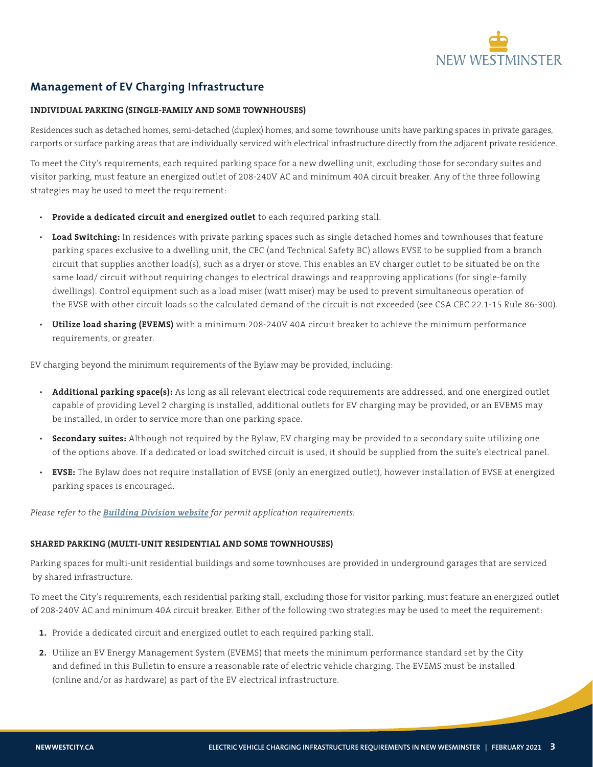## Management of EV Charging Infrastructure

### INDIVIDUAL PARKING (SINGLE-FAMILY AND SOME TOWNHOUSES)

Residences such as detached homes, semi-detached (duplex) homes, and some townhouse units have parking spaces in private garages, carports or surface parking areas that are individually serviced with electrical infrastructure directly from the adjacent private residence.

To meet the City's requirements, each required parking space for a new dwelling unit, excluding those for secondary suites and visitor parking, must feature an energized outlet of 208-240V AC and minimum 40A circuit breaker. Any of the three following strategies may be used to meet the requirement:

- **Provide a dedicated circuit and energized outlet** to each required parking stall.
- **Load Switching:** In residences with private parking spaces such as single detached homes and townhouses that feature parking spaces exclusive to a dwelling unit, the CEC (and Technical Safety BC) allows EVSE to be supplied from a branch circuit that supplies another load(s), such as a dryer or stove. This enables an EV charger outlet to be situated be on the same load/ circuit without requiring changes to electrical drawings and reapproving applications (for single-family dwellings). Control equipment such as a load miser (watt miser) may be used to prevent simultaneous operation of the EVSE with other circuit loads so the calculated demand of the circuit is not exceeded (see CSA CEC 22.1-15 Rule 86-300).
- **Utilize load sharing (EVEMS)** with a minimum 208-240V 40A circuit breaker to achieve the minimum performance requirements, or greater.

EV charging beyond the minimum requirements of the Bylaw may be provided, including:

- **Additional parking space(s):** As long as all relevant electrical code requirements are addressed, and one energized outlet capable of providing Level 2 charging is installed, additional outlets for EV charging may be provided, or an EVEMS may be installed, in order to service more than one parking space.
- **Secondary suites:** Although not required by the Bylaw, EV charging may be provided to a secondary suite utilizing one of the options above. If a dedicated or load switched circuit is used, it should be supplied from the suite's electrical panel.
- **EVSE:** The Bylaw does not require installation of EVSE (only an energized outlet), however installation of EVSE at energized parking spaces is encouraged.

*Please refer to the **Building Division website** for permit application requirements.*

### SHARED PARKING (MULTI-UNIT RESIDENTIAL AND SOME TOWNHOUSES)

Parking spaces for multi-unit residential buildings and some townhouses are provided in underground garages that are serviced by shared infrastructure.

To meet the City's requirements, each residential parking stall, excluding those for visitor parking, must feature an energized outlet of 208-240V AC and minimum 40A circuit breaker. Either of the following two strategies may be used to meet the requirement:

1. Provide a dedicated circuit and energized outlet to each required parking stall.
2. Utilize an EV Energy Management System (EVEMS) that meets the minimum performance standard set by the City and defined in this Bulletin to ensure a reasonable rate of electric vehicle charging. The EVEMS must be installed (online and/or as hardware) as part of the EV electrical infrastructure.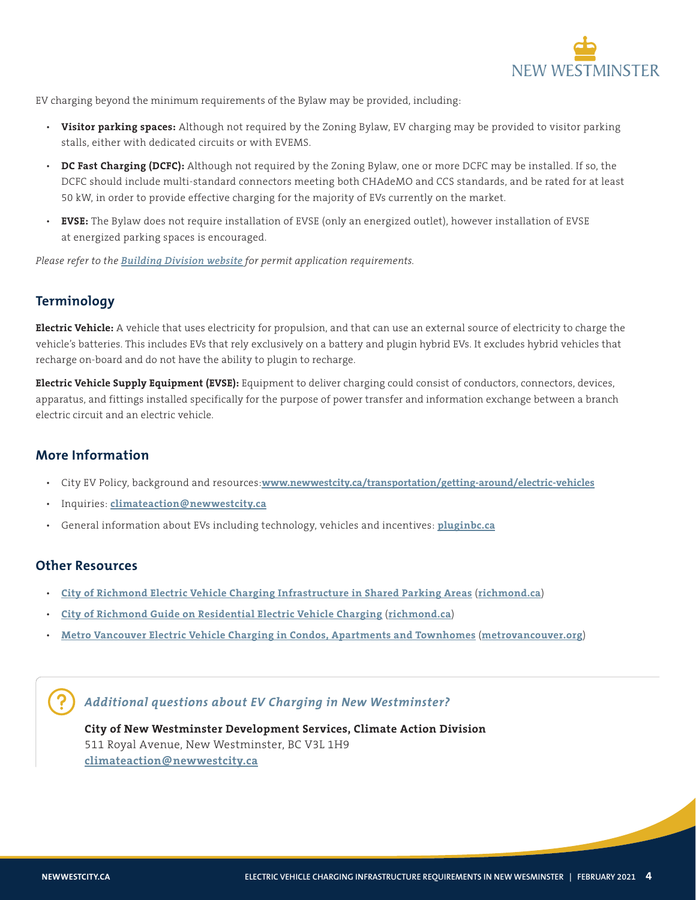EV charging beyond the minimum requirements of the Bylaw may be provided, including:

- **Visitor parking spaces:** Although not required by the Zoning Bylaw, EV charging may be provided to visitor parking stalls, either with dedicated circuits or with EVEMS.
- **DC Fast Charging (DCFC):** Although not required by the Zoning Bylaw, one or more DCFC may be installed. If so, the DCFC should include multi-standard connectors meeting both CHAdeMO and CCS standards, and be rated for at least 50 kW, in order to provide effective charging for the majority of EVs currently on the market.
- **EVSE:** The Bylaw does not require installation of EVSE (only an energized outlet), however installation of EVSE at energized parking spaces is encouraged.

*Please refer to the Building Division website for permit application requirements.*

## Terminology

**Electric Vehicle:** A vehicle that uses electricity for propulsion, and that can use an external source of electricity to charge the vehicle's batteries. This includes EVs that rely exclusively on a battery and plugin hybrid EVs. It excludes hybrid vehicles that recharge on-board and do not have the ability to plugin to recharge.

**Electric Vehicle Supply Equipment (EVSE):** Equipment to deliver charging could consist of conductors, connectors, devices, apparatus, and fittings installed specifically for the purpose of power transfer and information exchange between a branch electric circuit and an electric vehicle.

## More Information

- City EV Policy, background and resources: **www.newwestcity.ca/transportation/getting-around/electric-vehicles**
- Inquiries: **climateaction@newwestcity.ca**
- General information about EVs including technology, vehicles and incentives: **pluginbc.ca**

## Other Resources

- **City of Richmond Electric Vehicle Charging Infrastructure in Shared Parking Areas** (**richmond.ca**)
- **City of Richmond Guide on Residential Electric Vehicle Charging** (**richmond.ca**)
- **Metro Vancouver Electric Vehicle Charging in Condos, Apartments and Townhomes** (**metrovancouver.org**)

### *Additional questions about EV Charging in New Westminster?*

**City of New Westminster Development Services, Climate Action Division**
511 Royal Avenue, New Westminster, BC V3L 1H9
**climateaction@newwestcity.ca**